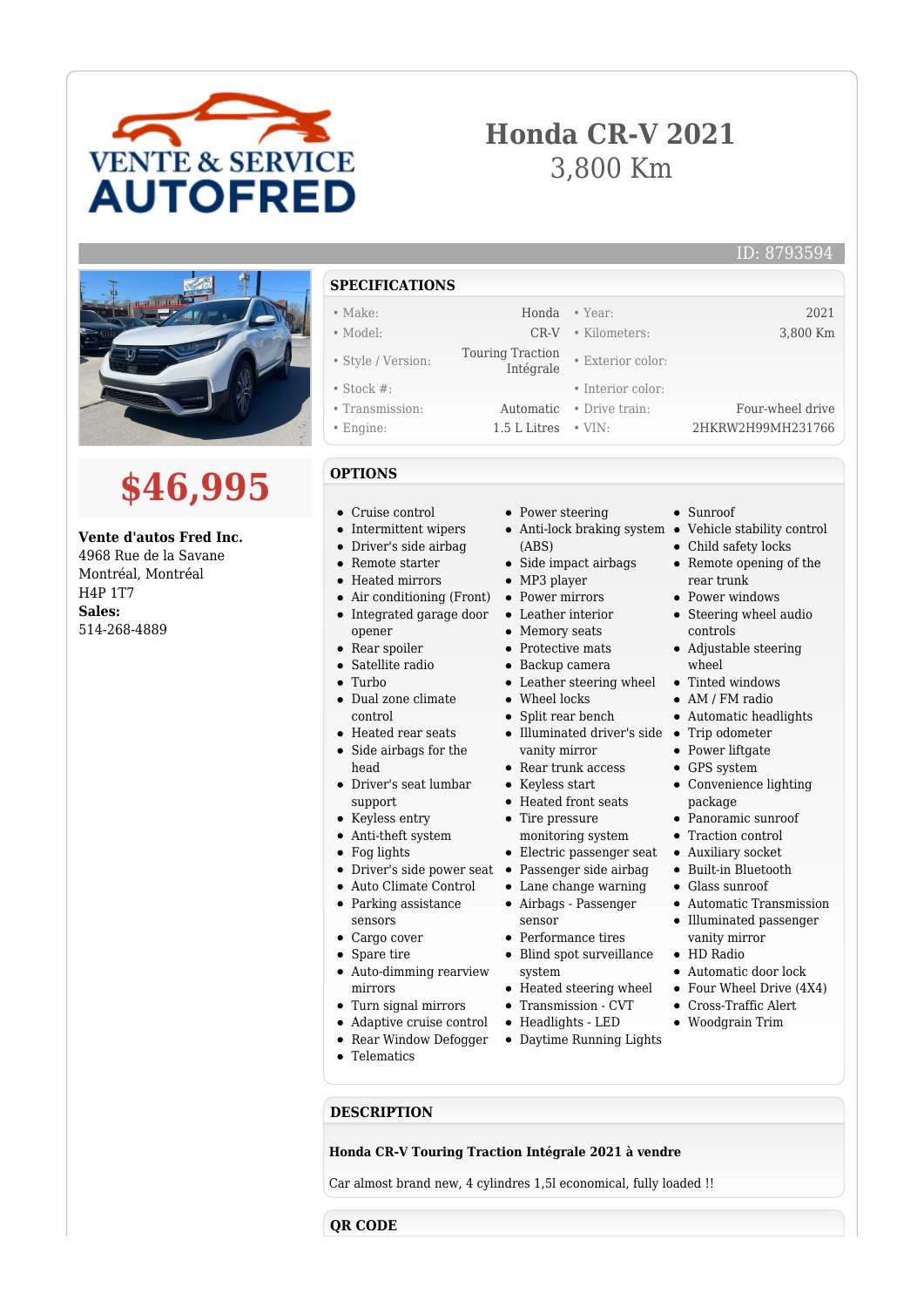VENTE & SERVICE AUTOFRED

# Honda CR-V 2021

3,800 Km

ID: 8793594

# $46,995

**Vente d'autos Fred Inc.**
4968 Rue de la Savane
Montréal, Montréal
H4P 1T7
**Sales:**
514-268-4889

## SPECIFICATIONS

| | | | |
|---|---|---|---|
| • Make: | Honda | • Year: | 2021 |
| • Model: | CR-V | • Kilometers: | 3,800 Km |
| • Style / Version: | Touring Traction Intégrale | • Exterior color: | |
| • Stock #: | | • Interior color: | |
| • Transmission: | Automatic | • Drive train: | Four-wheel drive |
| • Engine: | 1.5 L Litres | • VIN: | 2HKRW2H99MH231766 |

## OPTIONS

- Cruise control
- Intermittent wipers
- Driver's side airbag
- Remote starter
- Heated mirrors
- Air conditioning (Front)
- Integrated garage door opener
- Rear spoiler
- Satellite radio
- Turbo
- Dual zone climate control
- Heated rear seats
- Side airbags for the head
- Driver's seat lumbar support
- Keyless entry
- Anti-theft system
- Fog lights
- Driver's side power seat
- Auto Climate Control
- Parking assistance sensors
- Cargo cover
- Spare tire
- Auto-dimming rearview mirrors
- Turn signal mirrors
- Adaptive cruise control
- Rear Window Defogger
- Telematics
- Power steering
- Anti-lock braking system (ABS)
- Side impact airbags
- MP3 player
- Power mirrors
- Leather interior
- Memory seats
- Protective mats
- Backup camera
- Leather steering wheel
- Wheel locks
- Split rear bench
- Illuminated driver's side vanity mirror
- Rear trunk access
- Keyless start
- Heated front seats
- Tire pressure monitoring system
- Electric passenger seat
- Passenger side airbag
- Lane change warning
- Airbags - Passenger sensor
- Performance tires
- Blind spot surveillance system
- Heated steering wheel
- Transmission - CVT
- Headlights - LED
- Daytime Running Lights
- Sunroof
- Vehicle stability control
- Child safety locks
- Remote opening of the rear trunk
- Power windows
- Steering wheel audio controls
- Adjustable steering wheel
- Tinted windows
- AM / FM radio
- Automatic headlights
- Trip odometer
- Power liftgate
- GPS system
- Convenience lighting package
- Panoramic sunroof
- Traction control
- Auxiliary socket
- Built-in Bluetooth
- Glass sunroof
- Automatic Transmission
- Illuminated passenger vanity mirror
- HD Radio
- Automatic door lock
- Four Wheel Drive (4X4)
- Cross-Traffic Alert
- Woodgrain Trim

## DESCRIPTION

**Honda CR-V Touring Traction Intégrale 2021 à vendre**

Car almost brand new, 4 cylindres 1,5l economical, fully loaded !!

## QR CODE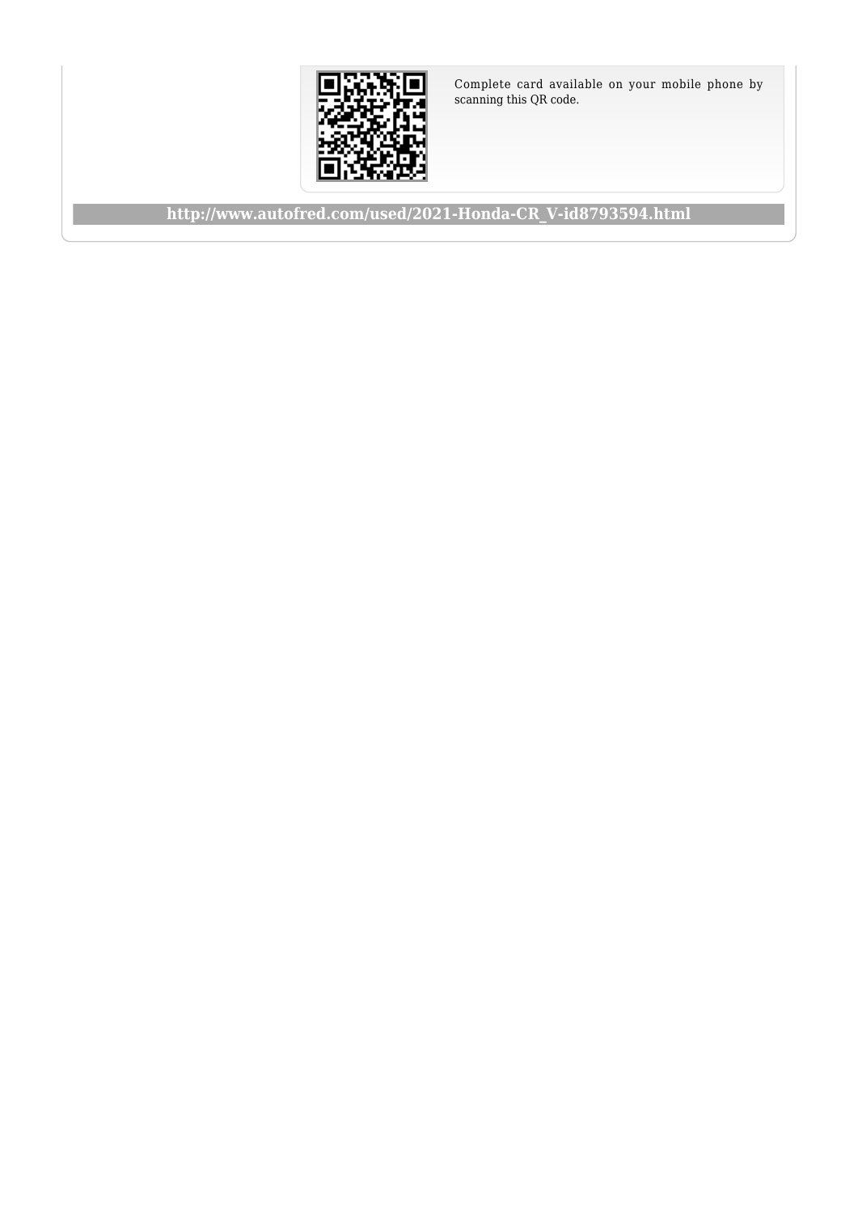Complete card available on your mobile phone by scanning this QR code.

**http://www.autofred.com/used/2021-Honda-CR_V-id8793594.html**